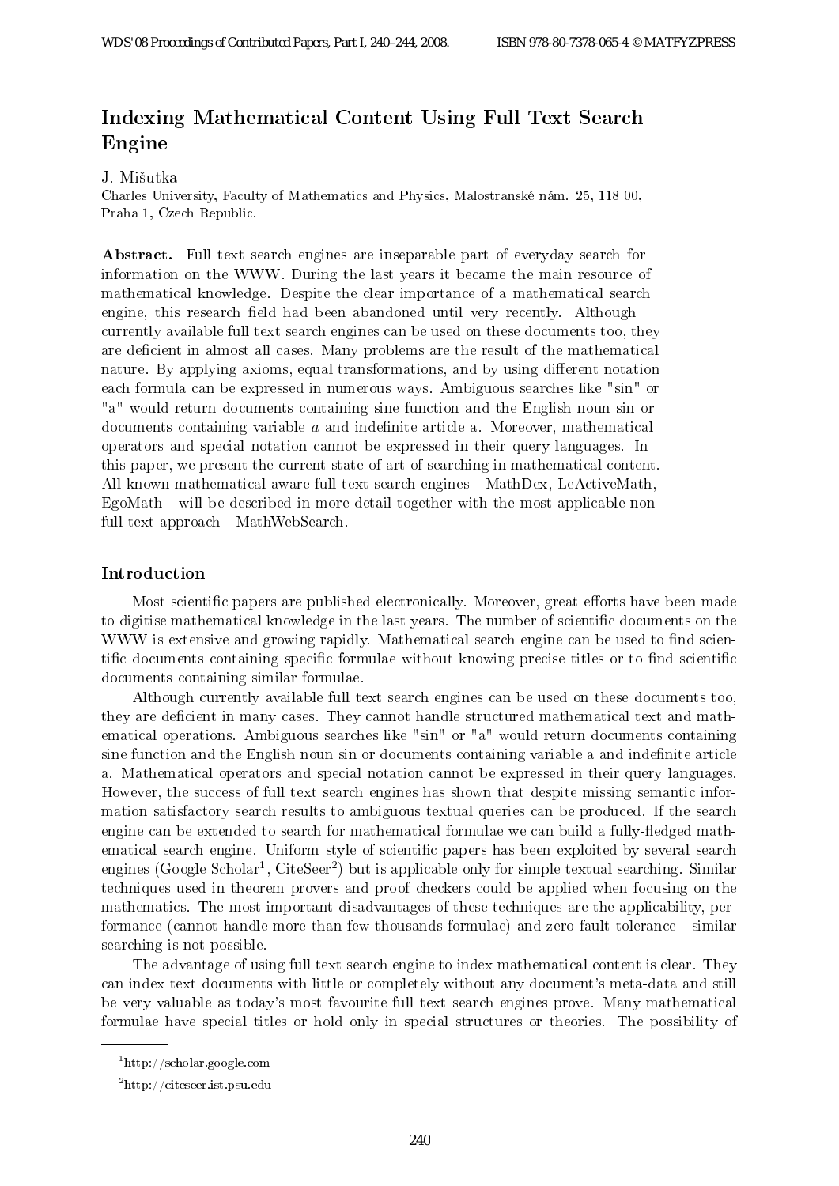# Indexing Mathematical Content Using Full Text Search Engine

J. Mišutka

Charles University, Faculty of Mathematics and Physics, Malostranské nám. 25, 118 00, Praha 1, Czech Republic.

**Abstract.** Full text search engines are inseparable part of everyday search for information on the WWW. During the last years it became the main resource of mathematical knowledge. Despite the clear importance of a mathematical search engine, this research field had been abandoned until very recently. Although currently available full text search engines can be used on these documents too, they are deficient in almost all cases. Many problems are the result of the mathematical nature. By applying axioms, equal transformations, and by using different notation each formula can be expressed in numerous ways. Ambiguous searches like "sin" or "a" would return documents containing sine function and the English noun sin or documents containing variable $a$ and indefinite article a. Moreover, mathematical operators and special notation cannot be expressed in their query languages. In this paper, we present the current state-of-art of searching in mathematical content. All known mathematical aware full text search engines - MathDex, LeActiveMath, EgoMath - will be described in more detail together with the most applicable non full text approach - MathWebSearch.

## Introduction

Most scientific papers are published electronically. Moreover, great efforts have been made to digitise mathematical knowledge in the last years. The number of scientific documents on the WWW is extensive and growing rapidly. Mathematical search engine can be used to find scientific documents containing specific formulae without knowing precise titles or to find scientific documents containing similar formulae.

Although currently available full text search engines can be used on these documents too, they are deficient in many cases. They cannot handle structured mathematical text and mathematical operations. Ambiguous searches like "sin" or "a" would return documents containing sine function and the English noun sin or documents containing variable a and indefinite article a. Mathematical operators and special notation cannot be expressed in their query languages. However, the success of full text search engines has shown that despite missing semantic information satisfactory search results to ambiguous textual queries can be produced. If the search engine can be extended to search for mathematical formulae we can build a fully-fledged mathematical search engine. Uniform style of scientific papers has been exploited by several search engines (Google Scholar[1], CiteSeer[2]) but is applicable only for simple textual searching. Similar techniques used in theorem provers and proof checkers could be applied when focusing on the mathematics. The most important disadvantages of these techniques are the applicability, performance (cannot handle more than few thousands formulae) and zero fault tolerance - similar searching is not possible.

The advantage of using full text search engine to index mathematical content is clear. They can index text documents with little or completely without any document's meta-data and still be very valuable as today's most favourite full text search engines prove. Many mathematical formulae have special titles or hold only in special structures or theories. The possibility of

[1] http://scholar.google.com

[2] http://citeseer.ist.psu.edu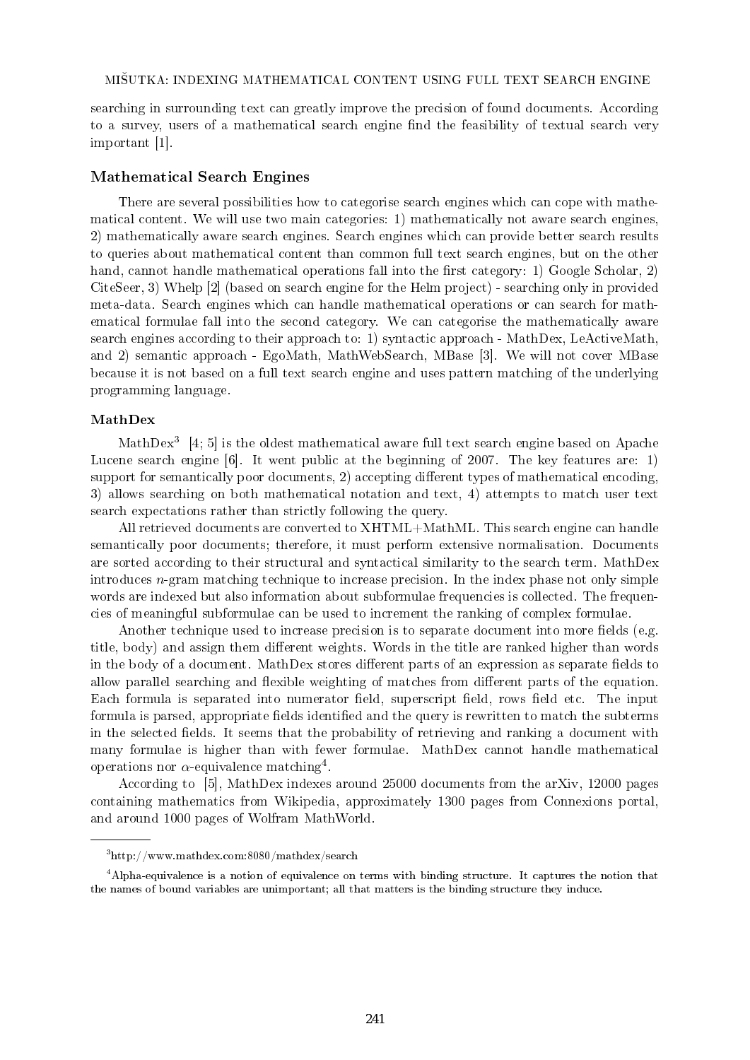searching in surrounding text can greatly improve the precision of found documents. According to a survey, users of a mathematical search engine find the feasibility of textual search very important [1].

### Mathematical Search Engines

There are several possibilities how to categorise search engines which can cope with mathematical content. We will use two main categories: 1) mathematically not aware search engines, 2) mathematically aware search engines. Search engines which can provide better search results to queries about mathematical content than common full text search engines, but on the other hand, cannot handle mathematical operations fall into the first category: 1) Google Scholar, 2) CiteSeer, 3) Whelp [2] (based on search engine for the Helm project) - searching only in provided meta-data. Search engines which can handle mathematical operations or can search for mathematical formulae fall into the second category. We can categorise the mathematically aware search engines according to their approach to: 1) syntactic approach - MathDex, LeActiveMath, and 2) semantic approach - EgoMath, MathWebSearch, MBase [3]. We will not cover MBase because it is not based on a full text search engine and uses pattern matching of the underlying programming language.

#### MathDex

MathDex[3] [4; 5] is the oldest mathematical aware full text search engine based on Apache Lucene search engine [6]. It went public at the beginning of 2007. The key features are: 1) support for semantically poor documents, 2) accepting different types of mathematical encoding, 3) allows searching on both mathematical notation and text, 4) attempts to match user text search expectations rather than strictly following the query.

All retrieved documents are converted to XHTML+MathML. This search engine can handle semantically poor documents; therefore, it must perform extensive normalisation. Documents are sorted according to their structural and syntactical similarity to the search term. MathDex introduces $n$-gram matching technique to increase precision. In the index phase not only simple words are indexed but also information about subformulae frequencies is collected. The frequencies of meaningful subformulae can be used to increment the ranking of complex formulae.

Another technique used to increase precision is to separate document into more fields (e.g. title, body) and assign them different weights. Words in the title are ranked higher than words in the body of a document. MathDex stores different parts of an expression as separate fields to allow parallel searching and flexible weighting of matches from different parts of the equation. Each formula is separated into numerator field, superscript field, rows field etc. The input formula is parsed, appropriate fields identified and the query is rewritten to match the subterms in the selected fields. It seems that the probability of retrieving and ranking a document with many formulae is higher than with fewer formulae. MathDex cannot handle mathematical operations nor $\alpha$-equivalence matching[4].

According to [5], MathDex indexes around 25000 documents from the arXiv, 12000 pages containing mathematics from Wikipedia, approximately 1300 pages from Connexions portal, and around 1000 pages of Wolfram MathWorld.

---

[3] http://www.mathdex.com:8080/mathdex/search

[4] Alpha-equivalence is a notion of equivalence on terms with binding structure. It captures the notion that the names of bound variables are unimportant; all that matters is the binding structure they induce.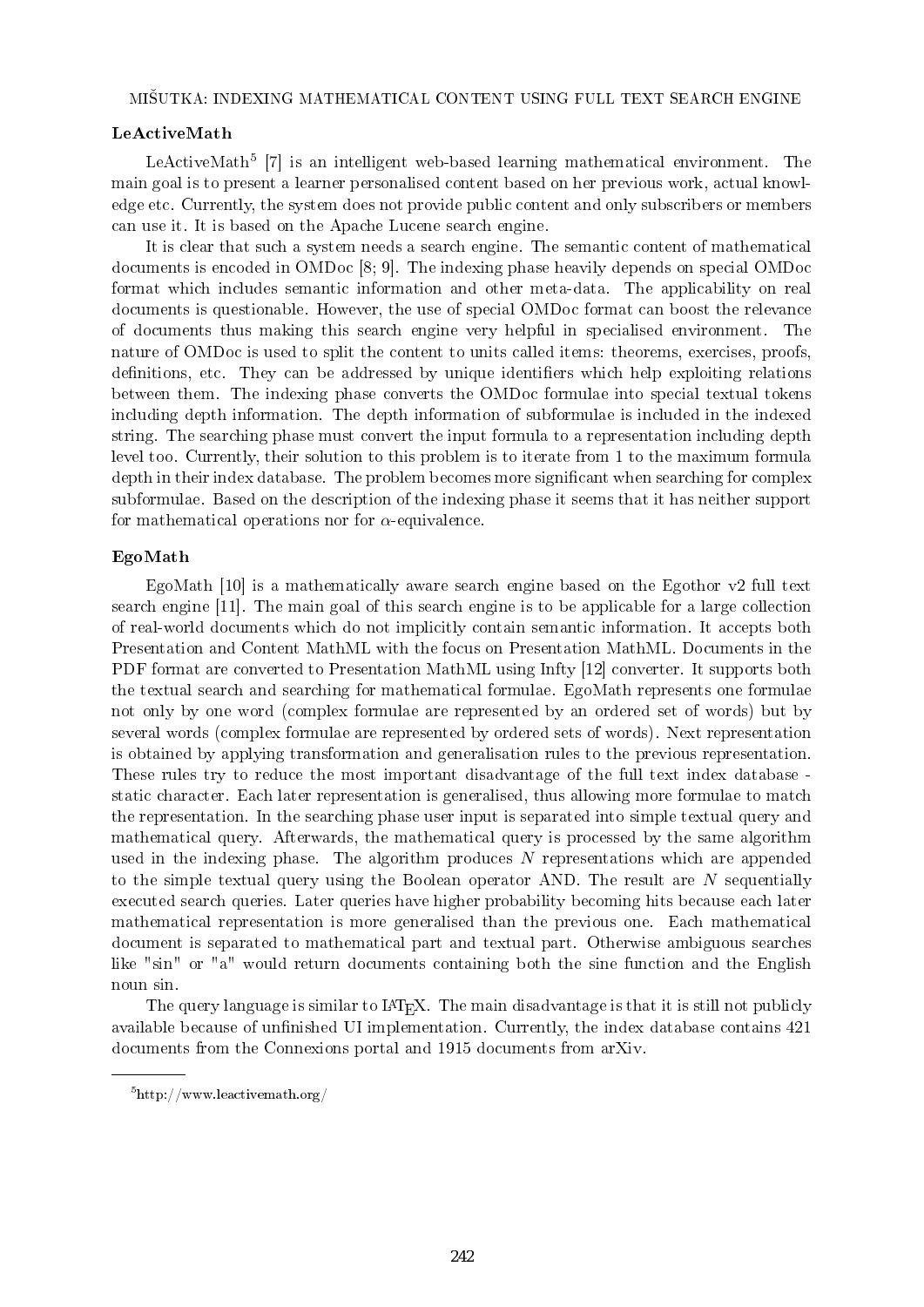### LeActiveMath

LeActiveMath[5] [7] is an intelligent web-based learning mathematical environment. The main goal is to present a learner personalised content based on her previous work, actual knowledge etc. Currently, the system does not provide public content and only subscribers or members can use it. It is based on the Apache Lucene search engine.

It is clear that such a system needs a search engine. The semantic content of mathematical documents is encoded in OMDoc [8; 9]. The indexing phase heavily depends on special OMDoc format which includes semantic information and other meta-data. The applicability on real documents is questionable. However, the use of special OMDoc format can boost the relevance of documents thus making this search engine very helpful in specialised environment. The nature of OMDoc is used to split the content to units called items: theorems, exercises, proofs, definitions, etc. They can be addressed by unique identifiers which help exploiting relations between them. The indexing phase converts the OMDoc formulae into special textual tokens including depth information. The depth information of subformulae is included in the indexed string. The searching phase must convert the input formula to a representation including depth level too. Currently, their solution to this problem is to iterate from 1 to the maximum formula depth in their index database. The problem becomes more significant when searching for complex subformulae. Based on the description of the indexing phase it seems that it has neither support for mathematical operations nor for $\alpha$-equivalence.

### EgoMath

EgoMath [10] is a mathematically aware search engine based on the Egothor v2 full text search engine [11]. The main goal of this search engine is to be applicable for a large collection of real-world documents which do not implicitly contain semantic information. It accepts both Presentation and Content MathML with the focus on Presentation MathML. Documents in the PDF format are converted to Presentation MathML using Infty [12] converter. It supports both the textual search and searching for mathematical formulae. EgoMath represents one formulae not only by one word (complex formulae are represented by an ordered set of words) but by several words (complex formulae are represented by ordered sets of words). Next representation is obtained by applying transformation and generalisation rules to the previous representation. These rules try to reduce the most important disadvantage of the full text index database - static character. Each later representation is generalised, thus allowing more formulae to match the representation. In the searching phase user input is separated into simple textual query and mathematical query. Afterwards, the mathematical query is processed by the same algorithm used in the indexing phase. The algorithm produces $N$ representations which are appended to the simple textual query using the Boolean operator AND. The result are $N$ sequentially executed search queries. Later queries have higher probability becoming hits because each later mathematical representation is more generalised than the previous one. Each mathematical document is separated to mathematical part and textual part. Otherwise ambiguous searches like "sin" or "a" would return documents containing both the sine function and the English noun sin.

The query language is similar to LaTeX. The main disadvantage is that it is still not publicly available because of unfinished UI implementation. Currently, the index database contains 421 documents from the Connexions portal and 1915 documents from arXiv.

[5] http://www.leactivemath.org/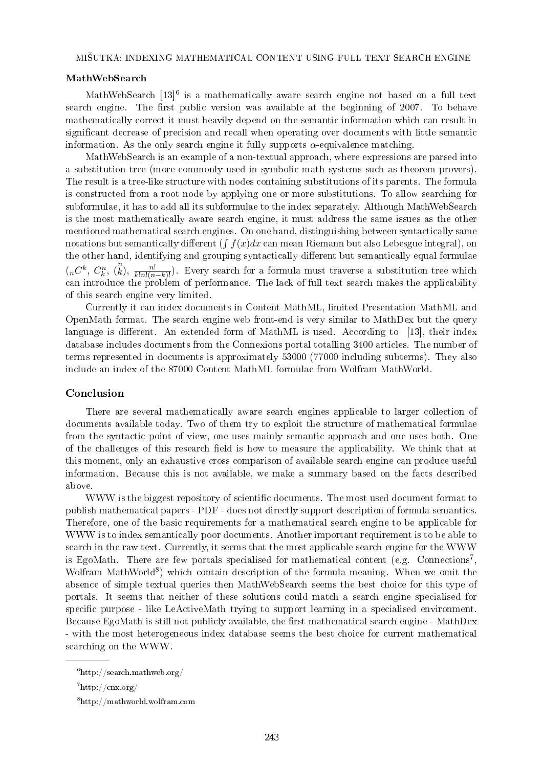## MathWebSearch

MathWebSearch [13][6] is a mathematically aware search engine not based on a full text search engine. The first public version was available at the beginning of 2007. To behave mathematically correct it must heavily depend on the semantic information which can result in significant decrease of precision and recall when operating over documents with little semantic information. As the only search engine it fully supports $\alpha$-equivalence matching.

MathWebSearch is an example of a non-textual approach, where expressions are parsed into a substitution tree (more commonly used in symbolic math systems such as theorem provers). The result is a tree-like structure with nodes containing substitutions of its parents. The formula is constructed from a root node by applying one or more substitutions. To allow searching for subformulae, it has to add all its subformulae to the index separately. Although MathWebSearch is the most mathematically aware search engine, it must address the same issues as the other mentioned mathematical search engines. On one hand, distinguishing between syntactically same notations but semantically different ($\int f(x)dx$ can mean Riemann but also Lebesgue integral), on the other hand, identifying and grouping syntactically different but semantically equal formulae (${}_nC^k$, $C_k^n$, $\binom{n}{k}$, $\frac{n!}{k!n!(n-k)!}$). Every search for a formula must traverse a substitution tree which can introduce the problem of performance. The lack of full text search makes the applicability of this search engine very limited.

Currently it can index documents in Content MathML, limited Presentation MathML and OpenMath format. The search engine web front-end is very similar to MathDex but the query language is different. An extended form of MathML is used. According to [13], their index database includes documents from the Connexions portal totalling 3400 articles. The number of terms represented in documents is approximately 53000 (77000 including subterms). They also include an index of the 87000 Content MathML formulae from Wolfram MathWorld.

## Conclusion

There are several mathematically aware search engines applicable to larger collection of documents available today. Two of them try to exploit the structure of mathematical formulae from the syntactic point of view, one uses mainly semantic approach and one uses both. One of the challenges of this research field is how to measure the applicability. We think that at this moment, only an exhaustive cross comparison of available search engine can produce useful information. Because this is not available, we make a summary based on the facts described above.

WWW is the biggest repository of scientific documents. The most used document format to publish mathematical papers - PDF - does not directly support description of formula semantics. Therefore, one of the basic requirements for a mathematical search engine to be applicable for WWW is to index semantically poor documents. Another important requirement is to be able to search in the raw text. Currently, it seems that the most applicable search engine for the WWW is EgoMath. There are few portals specialised for mathematical content (e.g. Connections[7], Wolfram MathWorld[8]) which contain description of the formula meaning. When we omit the absence of simple textual queries then MathWebSearch seems the best choice for this type of portals. It seems that neither of these solutions could match a search engine specialised for specific purpose - like LeActiveMath trying to support learning in a specialised environment. Because EgoMath is still not publicly available, the first mathematical search engine - MathDex - with the most heterogeneous index database seems the best choice for current mathematical searching on the WWW.

---

[6] http://search.mathweb.org/

[7] http://cnx.org/

[8] http://mathworld.wolfram.com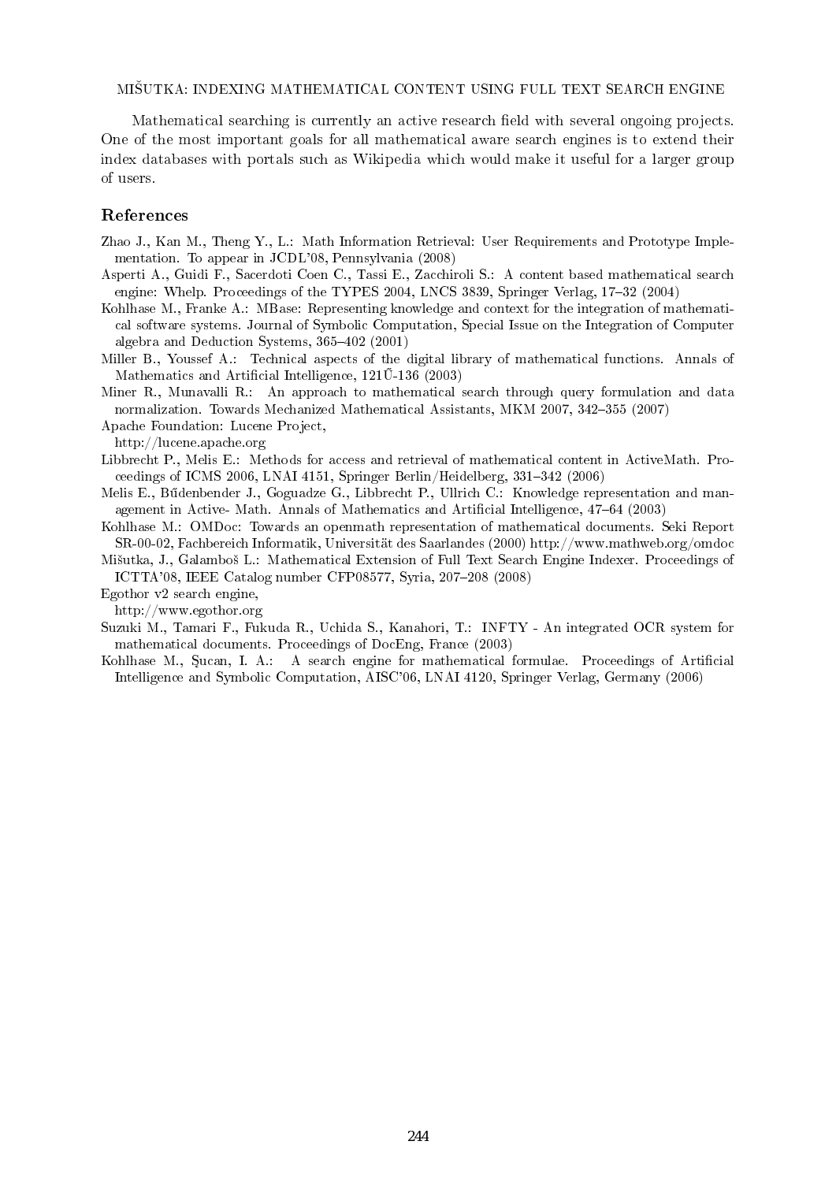Mathematical searching is currently an active research field with several ongoing projects. One of the most important goals for all mathematical aware search engines is to extend their index databases with portals such as Wikipedia which would make it useful for a larger group of users.

## References

Zhao J., Kan M., Theng Y., L.: Math Information Retrieval: User Requirements and Prototype Implementation. To appear in JCDL'08, Pennsylvania (2008)

Asperti A., Guidi F., Sacerdoti Coen C., Tassi E., Zacchiroli S.: A content based mathematical search engine: Whelp. Proceedings of the TYPES 2004, LNCS 3839, Springer Verlag, 17–32 (2004)

Kohlhase M., Franke A.: MBase: Representing knowledge and context for the integration of mathematical software systems. Journal of Symbolic Computation, Special Issue on the Integration of Computer algebra and Deduction Systems, 365–402 (2001)

Miller B., Youssef A.: Technical aspects of the digital library of mathematical functions. Annals of Mathematics and Artificial Intelligence, 121Ű-136 (2003)

Miner R., Munavalli R.: An approach to mathematical search through query formulation and data normalization. Towards Mechanized Mathematical Assistants, MKM 2007, 342–355 (2007)

Apache Foundation: Lucene Project,
http://lucene.apache.org

Libbrecht P., Melis E.: Methods for access and retrieval of mathematical content in ActiveMath. Proceedings of ICMS 2006, LNAI 4151, Springer Berlin/Heidelberg, 331–342 (2006)

Melis E., Bűdenbender J., Goguadze G., Libbrecht P., Ullrich C.: Knowledge representation and management in Active- Math. Annals of Mathematics and Artificial Intelligence, 47–64 (2003)

Kohlhase M.: OMDoc: Towards an openmath representation of mathematical documents. Seki Report SR-00-02, Fachbereich Informatik, Universität des Saarlandes (2000) http://www.mathweb.org/omdoc

Mišutka, J., Galamboš L.: Mathematical Extension of Full Text Search Engine Indexer. Proceedings of ICTTA'08, IEEE Catalog number CFP08577, Syria, 207–208 (2008)

Egothor v2 search engine,
http://www.egothor.org

Suzuki M., Tamari F., Fukuda R., Uchida S., Kanahori, T.: INFTY - An integrated OCR system for mathematical documents. Proceedings of DocEng, France (2003)

Kohlhase M., Şucan, I. A.: A search engine for mathematical formulae. Proceedings of Artificial Intelligence and Symbolic Computation, AISC'06, LNAI 4120, Springer Verlag, Germany (2006)